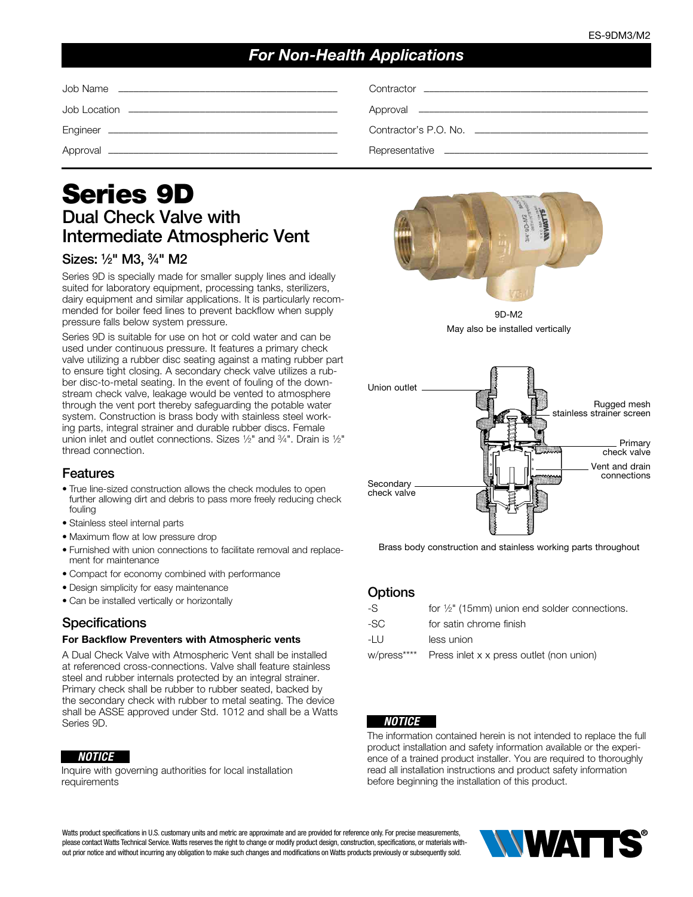ES-9DM3/M2

***For Non-Health Applications***

| | | | |
|---|---|---|---|
| Job Name | | Contractor | |
| Job Location | | Approval | |
| Engineer | | Contractor's P.O. No. | |
| Approval | | Representative | |

# Series 9D

## Dual Check Valve with Intermediate Atmospheric Vent

### Sizes: ½" M3, ¾" M2

Series 9D is specially made for smaller supply lines and ideally suited for laboratory equipment, processing tanks, sterilizers, dairy equipment and similar applications. It is particularly recommended for boiler feed lines to prevent backflow when supply pressure falls below system pressure.

Series 9D is suitable for use on hot or cold water and can be used under continuous pressure. It features a primary check valve utilizing a rubber disc seating against a mating rubber part to ensure tight closing. A secondary check valve utilizes a rubber disc-to-metal seating. In the event of fouling of the downstream check valve, leakage would be vented to atmosphere through the vent port thereby safeguarding the potable water system. Construction is brass body with stainless steel working parts, integral strainer and durable rubber discs. Female union inlet and outlet connections. Sizes ½" and ¾". Drain is ½" thread connection.

9D-M2

May also be installed vertically

Union outlet

Rugged mesh stainless strainer screen

Primary check valve

Vent and drain connections

Secondary check valve

Brass body construction and stainless working parts throughout

## Features

- True line-sized construction allows the check modules to open further allowing dirt and debris to pass more freely reducing check fouling
- Stainless steel internal parts
- Maximum flow at low pressure drop
- Furnished with union connections to facilitate removal and replacement for maintenance
- Compact for economy combined with performance
- Design simplicity for easy maintenance
- Can be installed vertically or horizontally

## Specifications

**For Backflow Preventers with Atmospheric vents**

A Dual Check Valve with Atmospheric Vent shall be installed at referenced cross-connections. Valve shall feature stainless steel and rubber internals protected by an integral strainer. Primary check shall be rubber to rubber seated, backed by the secondary check with rubber to metal seating. The device shall be ASSE approved under Std. 1012 and shall be a Watts Series 9D.

***NOTICE***

Inquire with governing authorities for local installation requirements

## Options

| | |
|---|---|
| -S | for ½" (15mm) union end solder connections. |
| -SC | for satin chrome finish |
| -LU | less union |
| w/press**** | Press inlet x x press outlet (non union) |

***NOTICE***

The information contained herein is not intended to replace the full product installation and safety information available or the experience of a trained product installer. You are required to thoroughly read all installation instructions and product safety information before beginning the installation of this product.

Watts product specifications in U.S. customary units and metric are approximate and are provided for reference only. For precise measurements, please contact Watts Technical Service. Watts reserves the right to change or modify product design, construction, specifications, or materials without prior notice and without incurring any obligation to make such changes and modifications on Watts products previously or subsequently sold.

WATTS®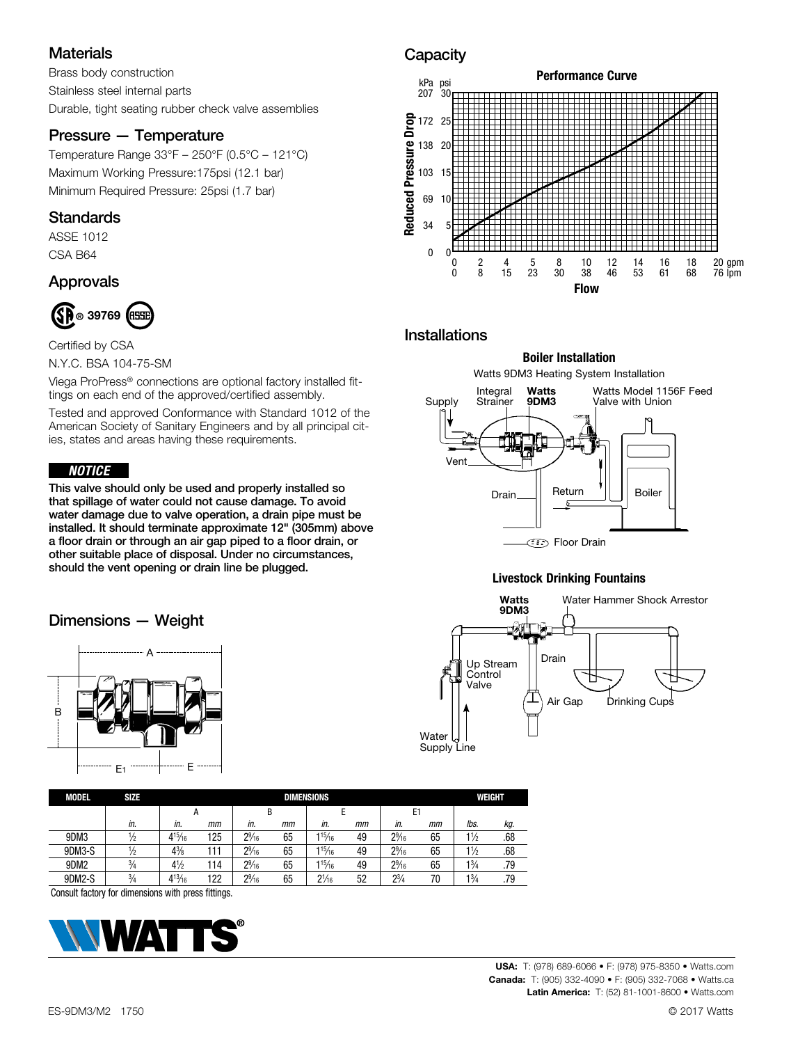## Materials

Brass body construction

Stainless steel internal parts

Durable, tight seating rubber check valve assemblies

## Pressure — Temperature

Temperature Range 33°F – 250°F (0.5°C – 121°C)

Maximum Working Pressure:175psi (12.1 bar)

Minimum Required Pressure: 25psi (1.7 bar)

## Standards

ASSE 1012

CSA B64

## Approvals

® 39769

Certified by CSA

N.Y.C. BSA 104-75-SM

Viega ProPress® connections are optional factory installed fittings on each end of the approved/certified assembly.

Tested and approved Conformance with Standard 1012 of the American Society of Sanitary Engineers and by all principal cities, states and areas having these requirements.

***NOTICE***

**This valve should only be used and properly installed so that spillage of water could not cause damage. To avoid water damage due to valve operation, a drain pipe must be installed. It should terminate approximate 12" (305mm) above a floor drain or through an air gap piped to a floor drain, or other suitable place of disposal. Under no circumstances, should the vent opening or drain line be plugged.**

## Capacity

**Performance Curve**

Reduced Pressure Drop

kPa psi

207 30

172 25

138 20

103 15

69 10

34 5

0 0

0 2 4 5 8 10 12 14 16 18 20 gpm

0 8 15 23 30 38 46 53 61 68 76 lpm

**Flow**

## Installations

**Boiler Installation**

Watts 9DM3 Heating System Installation

Supply

Integral Strainer

**Watts 9DM3**

Watts Model 1156F Feed Valve with Union

Vent

Drain

Return

Boiler

Floor Drain

**Livestock Drinking Fountains**

**Watts 9DM3**

Water Hammer Shock Arrestor

Up Stream Control Valve

Drain

Air Gap

Drinking Cups

Water Supply Line

## Dimensions — Weight

A

B

E1

E

| MODEL | SIZE | DIMENSIONS | | | | | | | | WEIGHT | |
|---|---|---|---|---|---|---|---|---|---|---|---|
| | | A | | B | | E | | E1 | | | |
| | *in.* | *in.* | *mm* | *in.* | *mm* | *in.* | *mm* | *in.* | *mm* | *lbs.* | *kg.* |
| 9DM3 | ½ | 4<sup></sup>15⁄16 | 125 | 2 9⁄16 | 65 | 1 15⁄16 | 49 | 2 9⁄16 | 65 | 1½ | .68 |
| 9DM3-S | ½ | 4⅜ | 111 | 2 9⁄16 | 65 | 1 15⁄16 | 49 | 2 9⁄16 | 65 | 1½ | .68 |
| 9DM2 | ¾ | 4½ | 114 | 2 9⁄16 | 65 | 1 15⁄16 | 49 | 2 9⁄16 | 65 | 1¾ | .79 |
| 9DM2-S | ¾ | 4 13⁄16 | 122 | 2 9⁄16 | 65 | 2 1⁄16 | 52 | 2¾ | 70 | 1¾ | .79 |

Consult factory for dimensions with press fittings.

WATTS®

**USA:** T: (978) 689-6066 • F: (978) 975-8350 • Watts.com
**Canada:** T: (905) 332-4090 • F: (905) 332-7068 • Watts.ca
**Latin America:** T: (52) 81-1001-8600 • Watts.com

ES-9DM3/M2 1750

© 2017 Watts